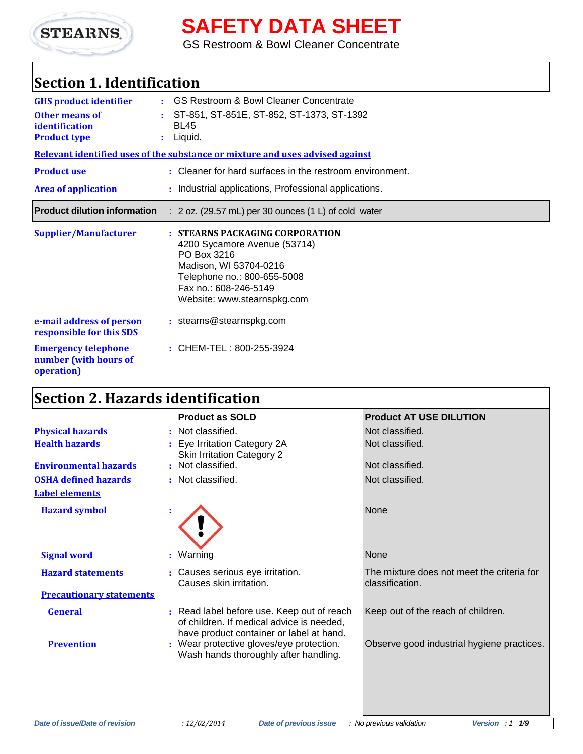# SAFETY DATA SHEET

GS Restroom & Bowl Cleaner Concentrate

## Section 1. Identification

**GHS product identifier** : GS Restroom & Bowl Cleaner Concentrate

**Other means of identification** : ST-851, ST-851E, ST-852, ST-1373, ST-1392 BL45

**Product type** : Liquid.

**Relevant identified uses of the substance or mixture and uses advised against**

**Product use** : Cleaner for hard surfaces in the restroom environment.

**Area of application** : Industrial applications, Professional applications.

**Product dilution information** : 2 oz. (29.57 mL) per 30 ounces (1 L) of cold water

**Supplier/Manufacturer** : **STEARNS PACKAGING CORPORATION**
4200 Sycamore Avenue (53714)
PO Box 3216
Madison, WI 53704-0216
Telephone no.: 800-655-5008
Fax no.: 608-246-5149
Website: www.stearnspkg.com

**e-mail address of person responsible for this SDS** : stearns@stearnspkg.com

**Emergency telephone number (with hours of operation)** : CHEM-TEL : 800-255-3924

## Section 2. Hazards identification

| | Product as SOLD | Product AT USE DILUTION |
|---|---|---|
| **Physical hazards** | Not classified. | Not classified. |
| **Health hazards** | Eye Irritation Category 2A<br>Skin Irritation Category 2 | Not classified. |
| **Environmental hazards** | Not classified. | Not classified. |
| **OSHA defined hazards** | Not classified. | Not classified. |
| **Label elements** | | |
| **Hazard symbol** | (GHS exclamation mark pictogram) | None |
| **Signal word** | Warning | None |
| **Hazard statements** | Causes serious eye irritation.<br>Causes skin irritation. | The mixture does not meet the criteria for classification. |
| **Precautionary statements** | | |
| **General** | Read label before use. Keep out of reach of children. If medical advice is needed, have product container or label at hand. | Keep out of the reach of children. |
| **Prevention** | Wear protective gloves/eye protection. Wash hands thoroughly after handling. | Observe good industrial hygiene practices. |

*Date of issue/Date of revision* : 12/02/2014 *Date of previous issue* : No previous validation *Version* : 1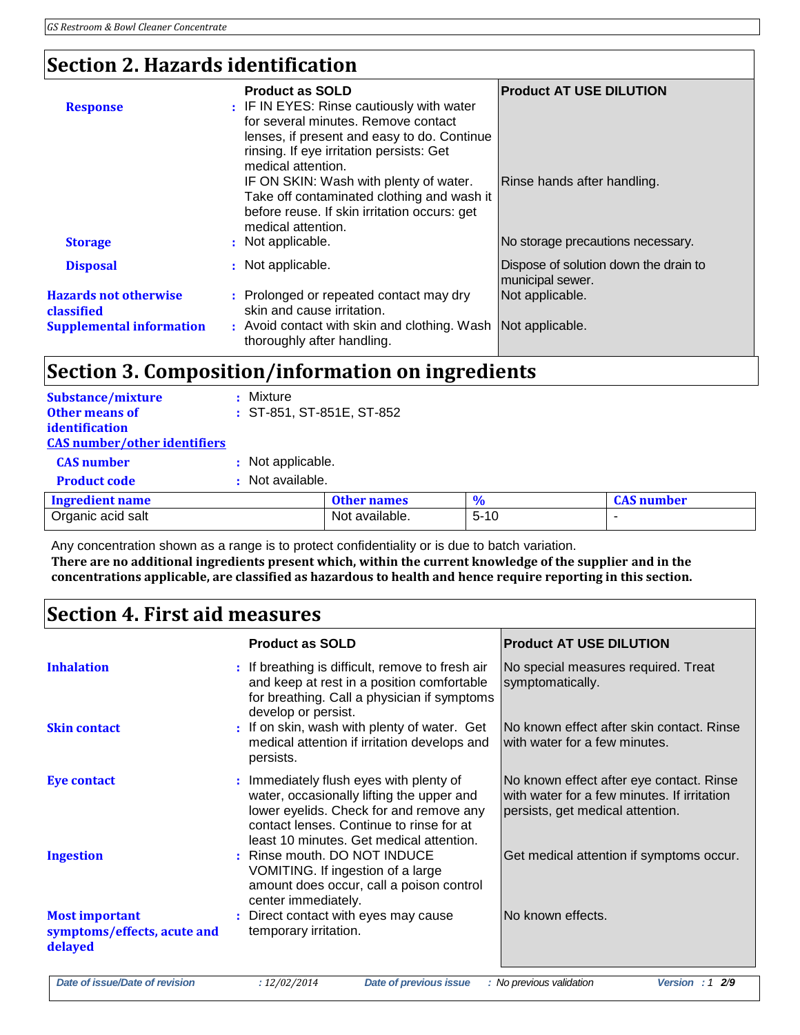## Section 2. Hazards identification

| | Product as SOLD | Product AT USE DILUTION |
|---|---|---|
| **Response** | IF IN EYES: Rinse cautiously with water for several minutes. Remove contact lenses, if present and easy to do. Continue rinsing. If eye irritation persists: Get medical attention. IF ON SKIN: Wash with plenty of water. Take off contaminated clothing and wash it before reuse. If skin irritation occurs: get medical attention. | Rinse hands after handling. |
| **Storage** | Not applicable. | No storage precautions necessary. |
| **Disposal** | Not applicable. | Dispose of solution down the drain to municipal sewer. |
| **Hazards not otherwise classified** | Prolonged or repeated contact may dry skin and cause irritation. | Not applicable. |
| **Supplemental information** | Avoid contact with skin and clothing. Wash thoroughly after handling. | Not applicable. |

## Section 3. Composition/information on ingredients

**Substance/mixture** : Mixture

**Other means of identification** : ST-851, ST-851E, ST-852

**CAS number/other identifiers**

**CAS number** : Not applicable.

**Product code** : Not available.

| Ingredient name | Other names | % | CAS number |
|---|---|---|---|
| Organic acid salt | Not available. | 5-10 | - |

Any concentration shown as a range is to protect confidentiality or is due to batch variation.

**There are no additional ingredients present which, within the current knowledge of the supplier and in the concentrations applicable, are classified as hazardous to health and hence require reporting in this section.**

## Section 4. First aid measures

| | Product as SOLD | Product AT USE DILUTION |
|---|---|---|
| **Inhalation** | If breathing is difficult, remove to fresh air and keep at rest in a position comfortable for breathing. Call a physician if symptoms develop or persist. | No special measures required. Treat symptomatically. |
| **Skin contact** | If on skin, wash with plenty of water. Get medical attention if irritation develops and persists. | No known effect after skin contact. Rinse with water for a few minutes. |
| **Eye contact** | Immediately flush eyes with plenty of water, occasionally lifting the upper and lower eyelids. Check for and remove any contact lenses. Continue to rinse for at least 10 minutes. Get medical attention. | No known effect after eye contact. Rinse with water for a few minutes. If irritation persists, get medical attention. |
| **Ingestion** | Rinse mouth. DO NOT INDUCE VOMITING. If ingestion of a large amount does occur, call a poison control center immediately. | Get medical attention if symptoms occur. |
| **Most important symptoms/effects, acute and delayed** | Direct contact with eyes may cause temporary irritation. | No known effects. |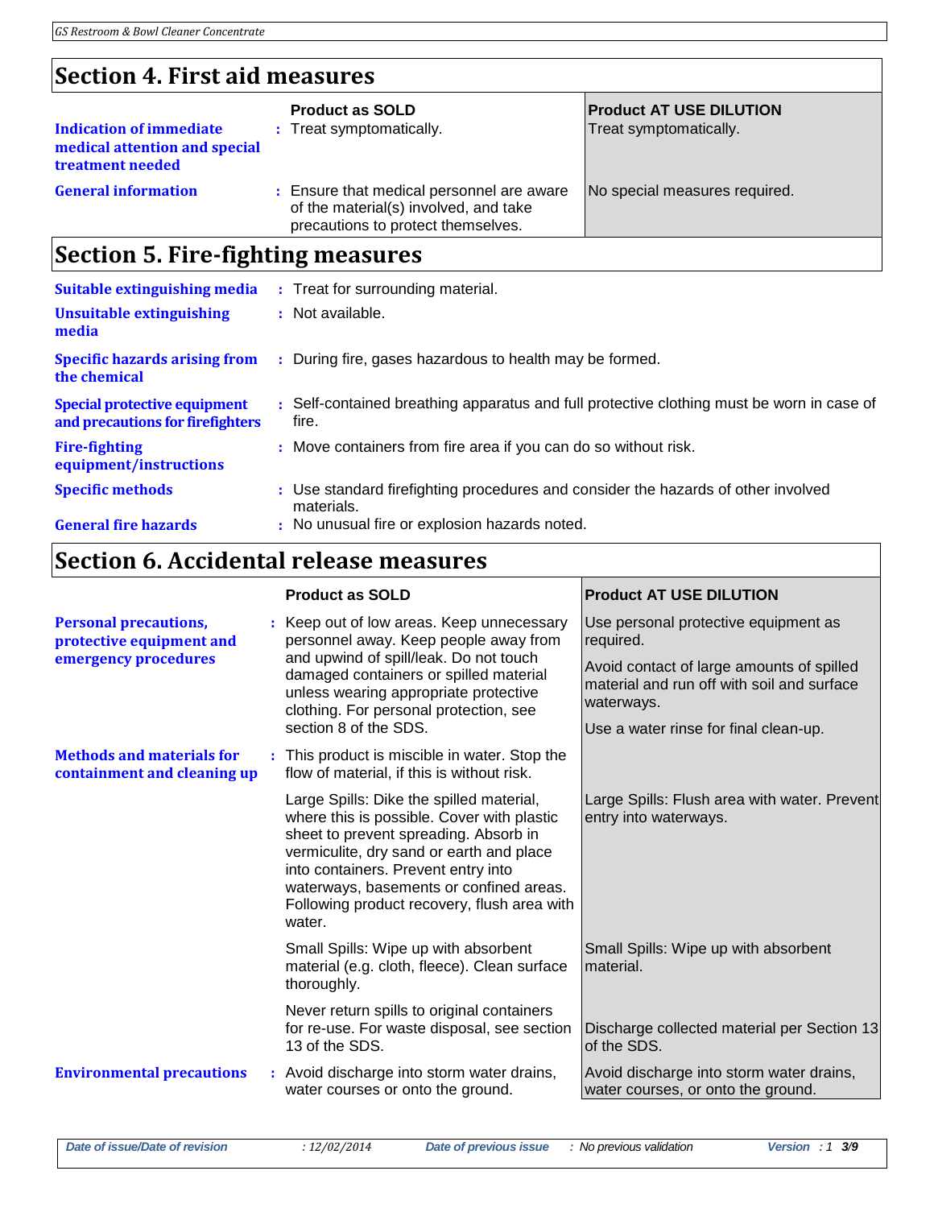## Section 4. First aid measures

| | Product as SOLD | Product AT USE DILUTION |
|---|---|---|
| **Indication of immediate medical attention and special treatment needed** | Treat symptomatically. | Treat symptomatically. |
| **General information** | Ensure that medical personnel are aware of the material(s) involved, and take precautions to protect themselves. | No special measures required. |

## Section 5. Fire-fighting measures

**Suitable extinguishing media** : Treat for surrounding material.

**Unsuitable extinguishing media** : Not available.

**Specific hazards arising from the chemical** : During fire, gases hazardous to health may be formed.

**Special protective equipment and precautions for firefighters** : Self-contained breathing apparatus and full protective clothing must be worn in case of fire.

**Fire-fighting equipment/instructions** : Move containers from fire area if you can do so without risk.

**Specific methods** : Use standard firefighting procedures and consider the hazards of other involved materials.

**General fire hazards** : No unusual fire or explosion hazards noted.

## Section 6. Accidental release measures

| | Product as SOLD | Product AT USE DILUTION |
|---|---|---|
| **Personal precautions, protective equipment and emergency procedures** | Keep out of low areas. Keep unnecessary personnel away. Keep people away from and upwind of spill/leak. Do not touch damaged containers or spilled material unless wearing appropriate protective clothing. For personal protection, see section 8 of the SDS. | Use personal protective equipment as required. Avoid contact of large amounts of spilled material and run off with soil and surface waterways. Use a water rinse for final clean-up. |
| **Methods and materials for containment and cleaning up** | This product is miscible in water. Stop the flow of material, if this is without risk. | |
| | Large Spills: Dike the spilled material, where this is possible. Cover with plastic sheet to prevent spreading. Absorb in vermiculite, dry sand or earth and place into containers. Prevent entry into waterways, basements or confined areas. Following product recovery, flush area with water. | Large Spills: Flush area with water. Prevent entry into waterways. |
| | Small Spills: Wipe up with absorbent material (e.g. cloth, fleece). Clean surface thoroughly. | Small Spills: Wipe up with absorbent material. |
| | Never return spills to original containers for re-use. For waste disposal, see section 13 of the SDS. | Discharge collected material per Section 13 of the SDS. |
| **Environmental precautions** | Avoid discharge into storm water drains, water courses or onto the ground. | Avoid discharge into storm water drains, water courses, or onto the ground. |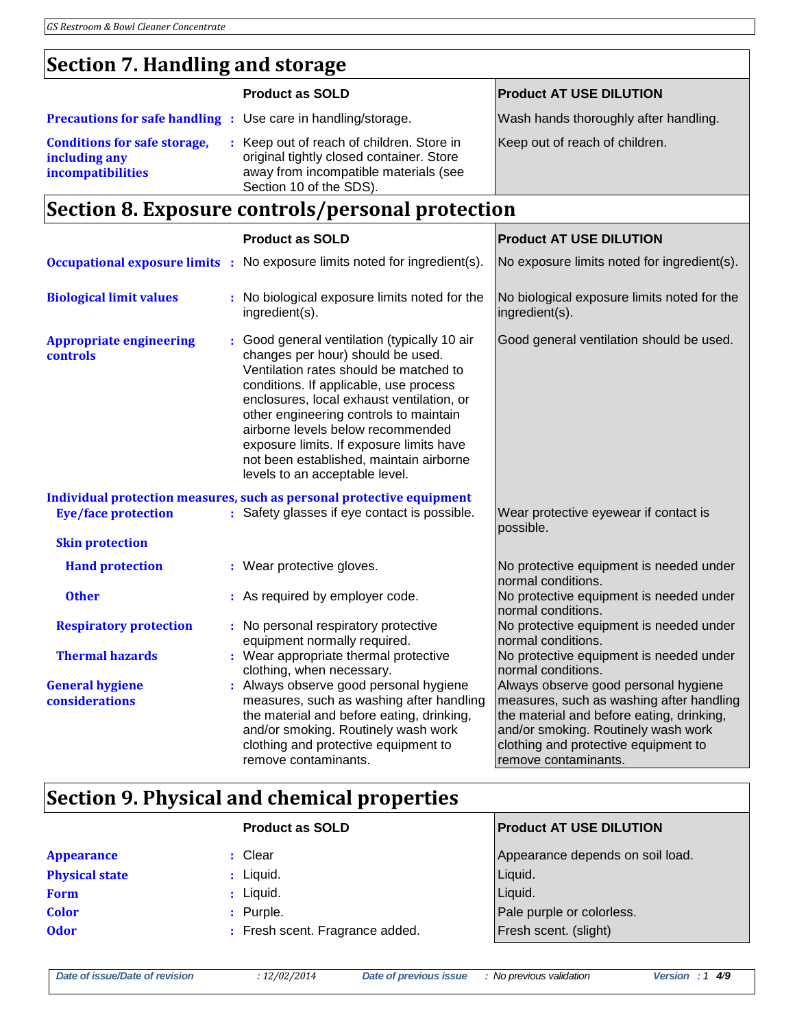## Section 7. Handling and storage

| | Product as SOLD | Product AT USE DILUTION |
|---|---|---|
| **Precautions for safe handling** | Use care in handling/storage. | Wash hands thoroughly after handling. |
| **Conditions for safe storage, including any incompatibilities** | Keep out of reach of children. Store in original tightly closed container. Store away from incompatible materials (see Section 10 of the SDS). | Keep out of reach of children. |

## Section 8. Exposure controls/personal protection

| | Product as SOLD | Product AT USE DILUTION |
|---|---|---|
| **Occupational exposure limits** | No exposure limits noted for ingredient(s). | No exposure limits noted for ingredient(s). |
| **Biological limit values** | No biological exposure limits noted for the ingredient(s). | No biological exposure limits noted for the ingredient(s). |
| **Appropriate engineering controls** | Good general ventilation (typically 10 air changes per hour) should be used. Ventilation rates should be matched to conditions. If applicable, use process enclosures, local exhaust ventilation, or other engineering controls to maintain airborne levels below recommended exposure limits. If exposure limits have not been established, maintain airborne levels to an acceptable level. | Good general ventilation should be used. |
| **Individual protection measures, such as personal protective equipment** | | |
| **Eye/face protection** | Safety glasses if eye contact is possible. | Wear protective eyewear if contact is possible. |
| **Skin protection** | | |
| **Hand protection** | Wear protective gloves. | No protective equipment is needed under normal conditions. |
| **Other** | As required by employer code. | No protective equipment is needed under normal conditions. |
| **Respiratory protection** | No personal respiratory protective equipment normally required. | No protective equipment is needed under normal conditions. |
| **Thermal hazards** | Wear appropriate thermal protective clothing, when necessary. | No protective equipment is needed under normal conditions. |
| **General hygiene considerations** | Always observe good personal hygiene measures, such as washing after handling the material and before eating, drinking, and/or smoking. Routinely wash work clothing and protective equipment to remove contaminants. | Always observe good personal hygiene measures, such as washing after handling the material and before eating, drinking, and/or smoking. Routinely wash work clothing and protective equipment to remove contaminants. |

## Section 9. Physical and chemical properties

| | Product as SOLD | Product AT USE DILUTION |
|---|---|---|
| **Appearance** | Clear | Appearance depends on soil load. |
| **Physical state** | Liquid. | Liquid. |
| **Form** | Liquid. | Liquid. |
| **Color** | Purple. | Pale purple or colorless. |
| **Odor** | Fresh scent. Fragrance added. | Fresh scent. (slight) |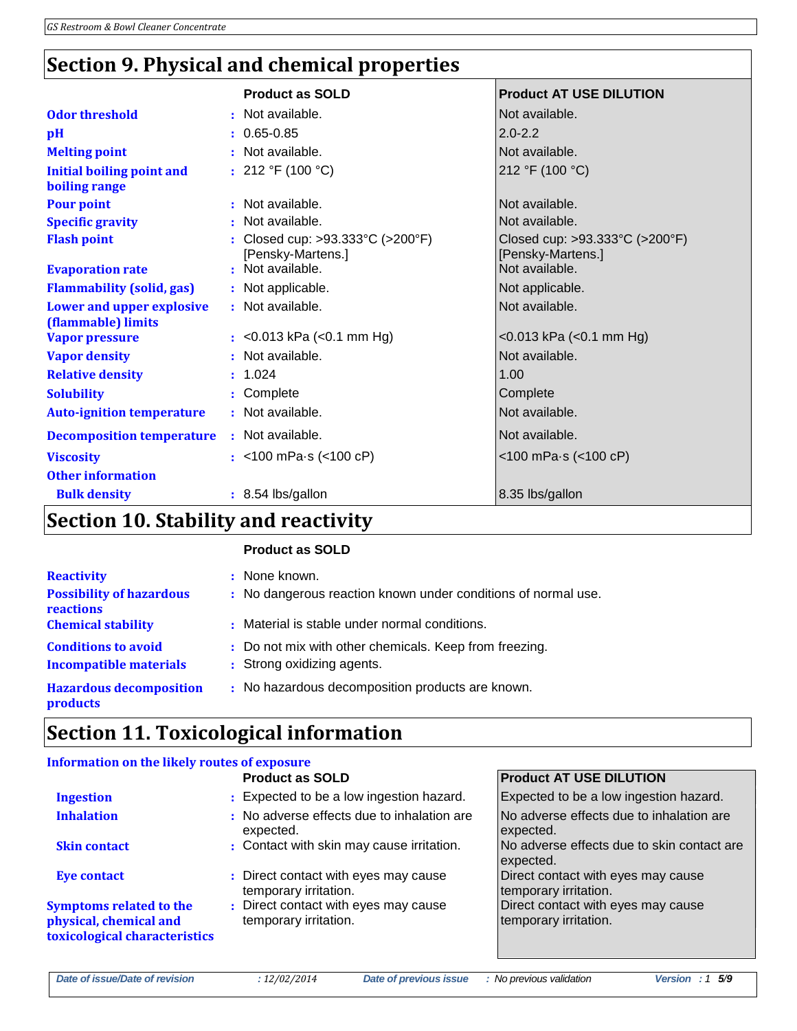## Section 9. Physical and chemical properties

| | Product as SOLD | Product AT USE DILUTION |
|---|---|---|
| **Odor threshold** | Not available. | Not available. |
| **pH** | 0.65-0.85 | 2.0-2.2 |
| **Melting point** | Not available. | Not available. |
| **Initial boiling point and boiling range** | 212 °F (100 °C) | 212 °F (100 °C) |
| **Pour point** | Not available. | Not available. |
| **Specific gravity** | Not available. | Not available. |
| **Flash point** | Closed cup: >93.333°C (>200°F) [Pensky-Martens.] | Closed cup: >93.333°C (>200°F) [Pensky-Martens.] |
| **Evaporation rate** | Not available. | Not available. |
| **Flammability (solid, gas)** | Not applicable. | Not applicable. |
| **Lower and upper explosive (flammable) limits** | Not available. | Not available. |
| **Vapor pressure** | <0.013 kPa (<0.1 mm Hg) | <0.013 kPa (<0.1 mm Hg) |
| **Vapor density** | Not available. | Not available. |
| **Relative density** | 1.024 | 1.00 |
| **Solubility** | Complete | Complete |
| **Auto-ignition temperature** | Not available. | Not available. |
| **Decomposition temperature** | Not available. | Not available. |
| **Viscosity** | <100 mPa·s (<100 cP) | <100 mPa·s (<100 cP) |
| **Other information** | | |
| **Bulk density** | 8.54 lbs/gallon | 8.35 lbs/gallon |

## Section 10. Stability and reactivity

| | Product as SOLD |
|---|---|
| **Reactivity** | None known. |
| **Possibility of hazardous reactions** | No dangerous reaction known under conditions of normal use. |
| **Chemical stability** | Material is stable under normal conditions. |
| **Conditions to avoid** | Do not mix with other chemicals. Keep from freezing. |
| **Incompatible materials** | Strong oxidizing agents. |
| **Hazardous decomposition products** | No hazardous decomposition products are known. |

## Section 11. Toxicological information

**Information on the likely routes of exposure**

| | Product as SOLD | Product AT USE DILUTION |
|---|---|---|
| **Ingestion** | Expected to be a low ingestion hazard. | Expected to be a low ingestion hazard. |
| **Inhalation** | No adverse effects due to inhalation are expected. | No adverse effects due to inhalation are expected. |
| **Skin contact** | Contact with skin may cause irritation. | No adverse effects due to skin contact are expected. |
| **Eye contact** | Direct contact with eyes may cause temporary irritation. | Direct contact with eyes may cause temporary irritation. |
| **Symptoms related to the physical, chemical and toxicological characteristics** | Direct contact with eyes may cause temporary irritation. | Direct contact with eyes may cause temporary irritation. |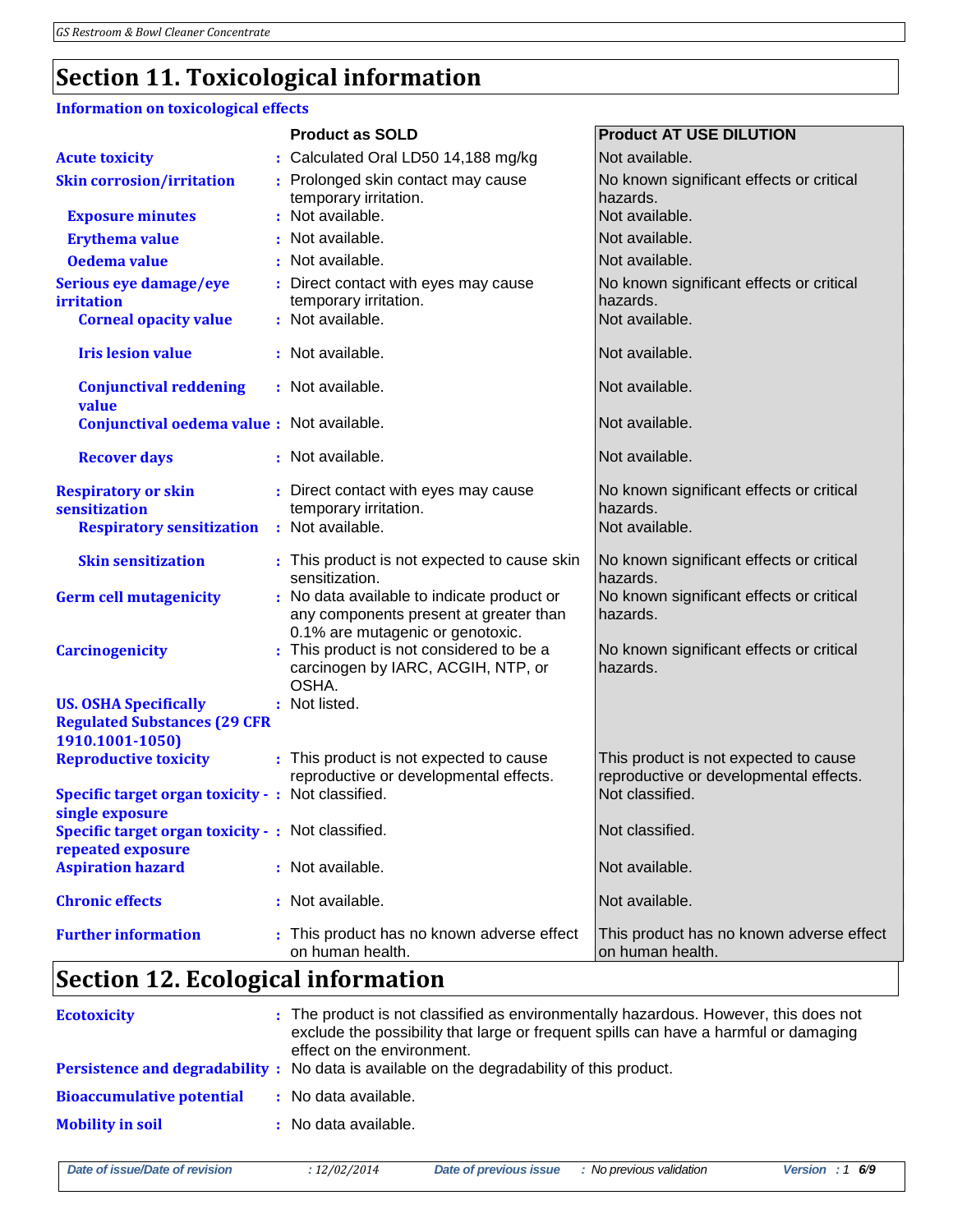## Section 11. Toxicological information

### Information on toxicological effects

| | Product as SOLD | Product AT USE DILUTION |
|---|---|---|
| **Acute toxicity** | Calculated Oral LD50 14,188 mg/kg | Not available. |
| **Skin corrosion/irritation** | Prolonged skin contact may cause temporary irritation. | No known significant effects or critical hazards. |
| **Exposure minutes** | Not available. | Not available. |
| **Erythema value** | Not available. | Not available. |
| **Oedema value** | Not available. | Not available. |
| **Serious eye damage/eye irritation** | Direct contact with eyes may cause temporary irritation. | No known significant effects or critical hazards. |
| **Corneal opacity value** | Not available. | Not available. |
| **Iris lesion value** | Not available. | Not available. |
| **Conjunctival reddening value** | Not available. | Not available. |
| **Conjunctival oedema value** | Not available. | Not available. |
| **Recover days** | Not available. | Not available. |
| **Respiratory or skin sensitization** | Direct contact with eyes may cause temporary irritation. | No known significant effects or critical hazards. |
| **Respiratory sensitization** | Not available. | Not available. |
| **Skin sensitization** | This product is not expected to cause skin sensitization. | No known significant effects or critical hazards. |
| **Germ cell mutagenicity** | No data available to indicate product or any components present at greater than 0.1% are mutagenic or genotoxic. | No known significant effects or critical hazards. |
| **Carcinogenicity** | This product is not considered to be a carcinogen by IARC, ACGIH, NTP, or OSHA. | No known significant effects or critical hazards. |
| **US. OSHA Specifically Regulated Substances (29 CFR 1910.1001-1050)** | Not listed. | |
| **Reproductive toxicity** | This product is not expected to cause reproductive or developmental effects. | This product is not expected to cause reproductive or developmental effects. |
| **Specific target organ toxicity - single exposure** | Not classified. | Not classified. |
| **Specific target organ toxicity - repeated exposure** | Not classified. | Not classified. |
| **Aspiration hazard** | Not available. | Not available. |
| **Chronic effects** | Not available. | Not available. |
| **Further information** | This product has no known adverse effect on human health. | This product has no known adverse effect on human health. |

## Section 12. Ecological information

**Ecotoxicity** : The product is not classified as environmentally hazardous. However, this does not exclude the possibility that large or frequent spills can have a harmful or damaging effect on the environment.

**Persistence and degradability** : No data is available on the degradability of this product.

**Bioaccumulative potential** : No data available.

**Mobility in soil** : No data available.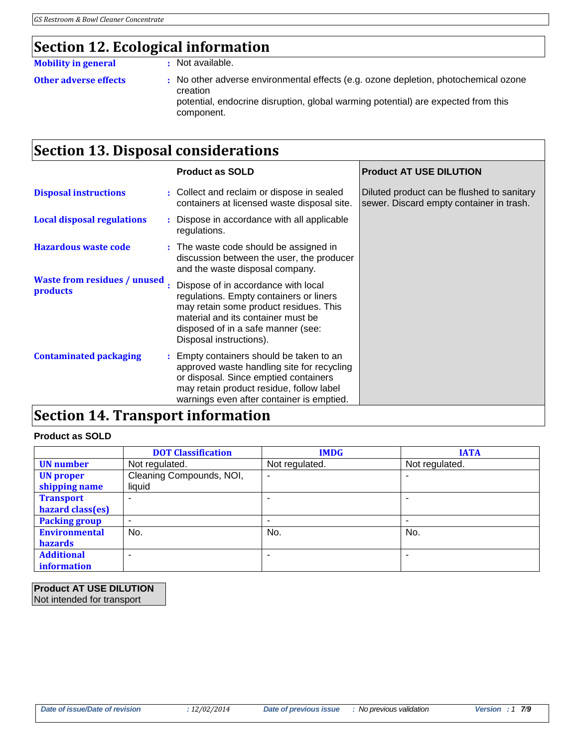## Section 12. Ecological information

**Mobility in general** : Not available.

**Other adverse effects** : No other adverse environmental effects (e.g. ozone depletion, photochemical ozone creation potential, endocrine disruption, global warming potential) are expected from this component.

## Section 13. Disposal considerations

| | Product as SOLD | Product AT USE DILUTION |
|---|---|---|
| **Disposal instructions** | Collect and reclaim or dispose in sealed containers at licensed waste disposal site. | Diluted product can be flushed to sanitary sewer. Discard empty container in trash. |
| **Local disposal regulations** | Dispose in accordance with all applicable regulations. | |
| **Hazardous waste code** | The waste code should be assigned in discussion between the user, the producer and the waste disposal company. | |
| **Waste from residues / unused products** | Dispose of in accordance with local regulations. Empty containers or liners may retain some product residues. This material and its container must be disposed of in a safe manner (see: Disposal instructions). | |
| **Contaminated packaging** | Empty containers should be taken to an approved waste handling site for recycling or disposal. Since emptied containers may retain product residue, follow label warnings even after container is emptied. | |

## Section 14. Transport information

**Product as SOLD**

| | DOT Classification | IMDG | IATA |
|---|---|---|---|
| **UN number** | Not regulated. | Not regulated. | Not regulated. |
| **UN proper shipping name** | Cleaning Compounds, NOI, liquid | - | - |
| **Transport hazard class(es)** | - | - | - |
| **Packing group** | - | - | - |
| **Environmental hazards** | No. | No. | No. |
| **Additional information** | - | - | - |

**Product AT USE DILUTION**
Not intended for transport

Date of issue/Date of revision : 12/02/2014 Date of previous issue : No previous validation Version : 1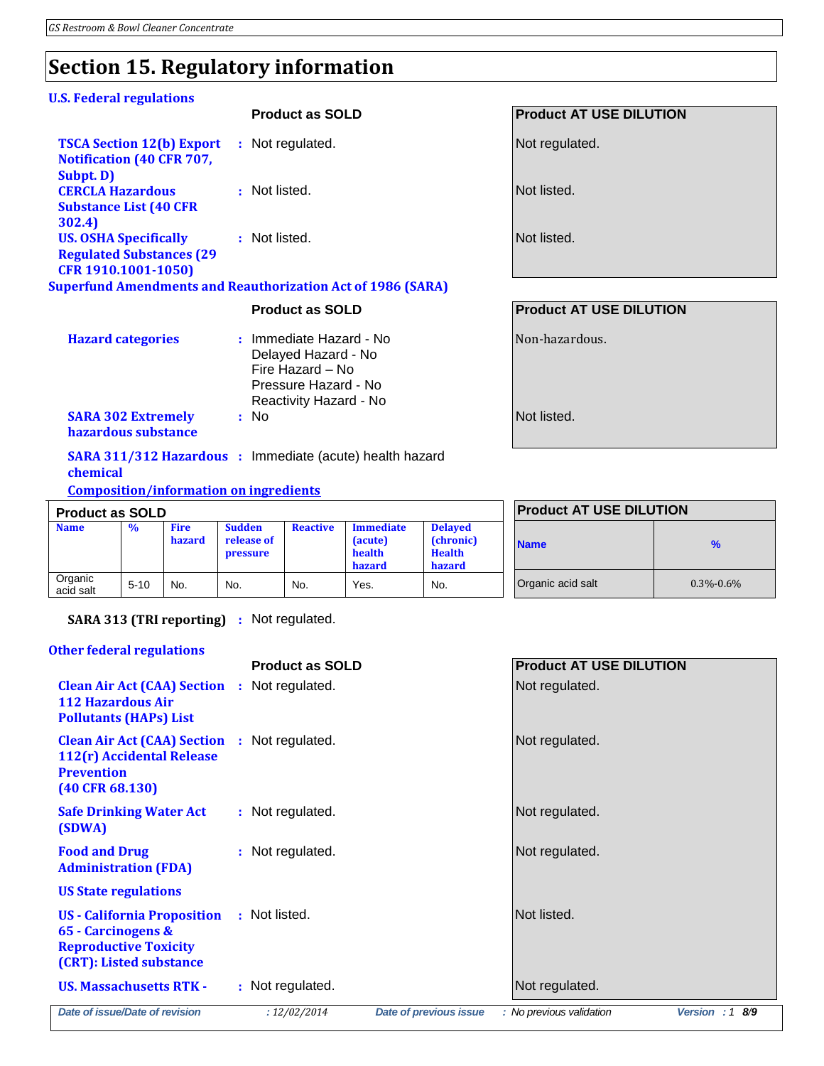# Section 15. Regulatory information

## U.S. Federal regulations

| | Product as SOLD | Product AT USE DILUTION |
|---|---|---|
| **TSCA Section 12(b) Export Notification (40 CFR 707, Subpt. D)** | : Not regulated. | Not regulated. |
| **CERCLA Hazardous Substance List (40 CFR 302.4)** | : Not listed. | Not listed. |
| **US. OSHA Specifically Regulated Substances (29 CFR 1910.1001-1050)** | : Not listed. | Not listed. |

## Superfund Amendments and Reauthorization Act of 1986 (SARA)

| | Product as SOLD | Product AT USE DILUTION |
|---|---|---|
| **Hazard categories** | : Immediate Hazard - No<br>Delayed Hazard - No<br>Fire Hazard – No<br>Pressure Hazard - No<br>Reactivity Hazard - No | Non-hazardous. |
| **SARA 302 Extremely hazardous substance** | : No | Not listed. |

**SARA 311/312 Hazardous chemical** : Immediate (acute) health hazard

**Composition/information on ingredients**

**Product as SOLD**

| Name | % | Fire hazard | Sudden release of pressure | Reactive | Immediate (acute) health hazard | Delayed (chronic) Health hazard |
|---|---|---|---|---|---|---|
| Organic acid salt | 5-10 | No. | No. | No. | Yes. | No. |

**Product AT USE DILUTION**

| Name | % |
|---|---|
| Organic acid salt | 0.3%-0.6% |

**SARA 313 (TRI reporting)** : Not regulated.

## Other federal regulations

| | Product as SOLD | Product AT USE DILUTION |
|---|---|---|
| **Clean Air Act (CAA) Section 112 Hazardous Air Pollutants (HAPs) List** | : Not regulated. | Not regulated. |
| **Clean Air Act (CAA) Section 112(r) Accidental Release Prevention (40 CFR 68.130)** | : Not regulated. | Not regulated. |
| **Safe Drinking Water Act (SDWA)** | : Not regulated. | Not regulated. |
| **Food and Drug Administration (FDA)** | : Not regulated. | Not regulated. |

### US State regulations

| | Product as SOLD | Product AT USE DILUTION |
|---|---|---|
| **US - California Proposition 65 - Carcinogens & Reproductive Toxicity (CRT): Listed substance** | : Not listed. | Not listed. |
| **US. Massachusetts RTK -** | : Not regulated. | Not regulated. |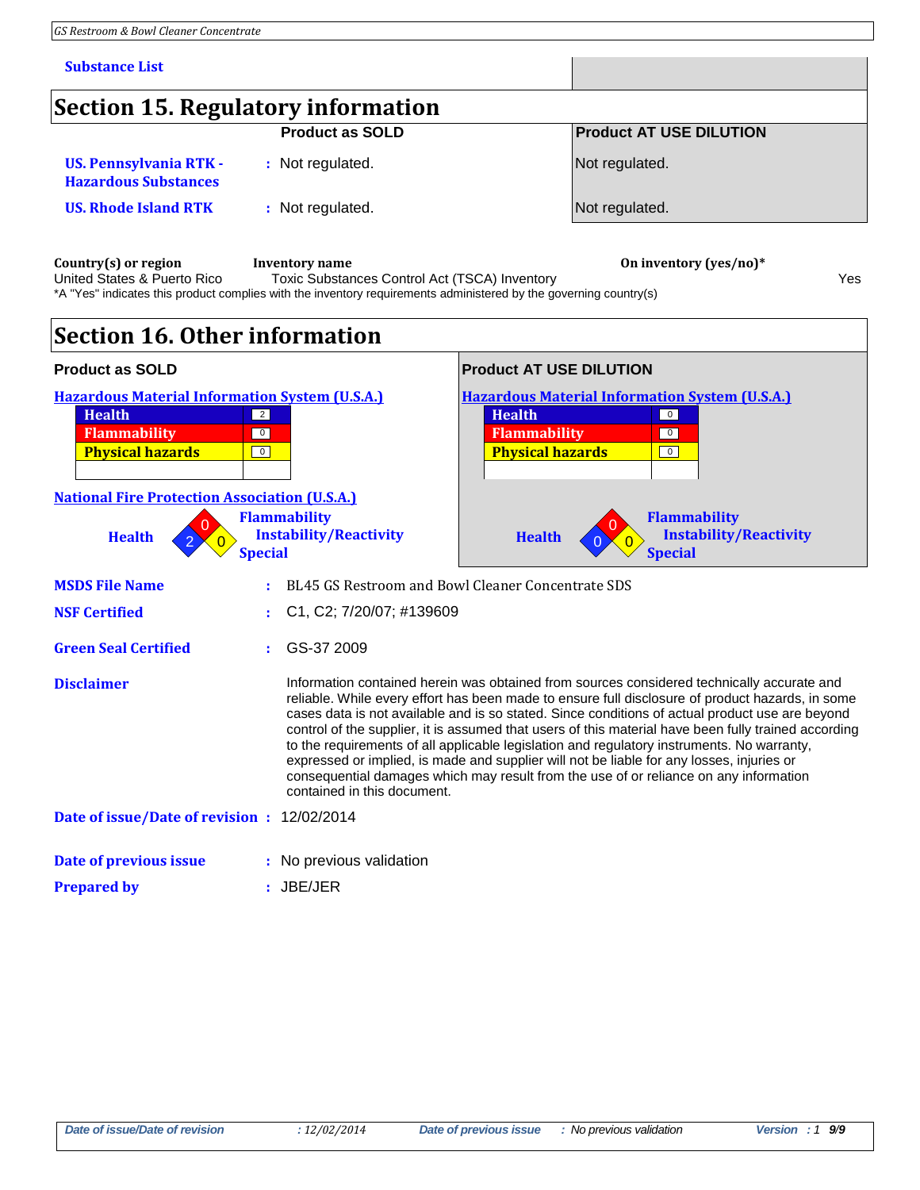**Substance List**

## Section 15. Regulatory information

| | Product as SOLD | Product AT USE DILUTION |
|---|---|---|
| US. Pennsylvania RTK - Hazardous Substances | : Not regulated. | Not regulated. |
| US. Rhode Island RTK | : Not regulated. | Not regulated. |

| Country(s) or region | Inventory name | On inventory (yes/no)* |
|---|---|---|
| United States & Puerto Rico | Toxic Substances Control Act (TSCA) Inventory | Yes |

*A "Yes" indicates this product complies with the inventory requirements administered by the governing country(s)

## Section 16. Other information

**Product as SOLD**

**Hazardous Material Information System (U.S.A.)**

| | |
|---|---|
| Health | 2 |
| Flammability | 0 |
| Physical hazards | 0 |
| | |

**National Fire Protection Association (U.S.A.)**

Flammability: 0
Health: 2
Instability/Reactivity: 0
Special

**Product AT USE DILUTION**

**Hazardous Material Information System (U.S.A.)**

| | |
|---|---|
| Health | 0 |
| Flammability | 0 |
| Physical hazards | 0 |
| | |

Flammability: 0
Health: 0
Instability/Reactivity: 0
Special

**MSDS File Name** : BL45 GS Restroom and Bowl Cleaner Concentrate SDS

**NSF Certified** : C1, C2; 7/20/07; #139609

**Green Seal Certified** : GS-37 2009

**Disclaimer**

Information contained herein was obtained from sources considered technically accurate and reliable. While every effort has been made to ensure full disclosure of product hazards, in some cases data is not available and is so stated. Since conditions of actual product use are beyond control of the supplier, it is assumed that users of this material have been fully trained according to the requirements of all applicable legislation and regulatory instruments. No warranty, expressed or implied, is made and supplier will not be liable for any losses, injuries or consequential damages which may result from the use of or reliance on any information contained in this document.

**Date of issue/Date of revision** : 12/02/2014

**Date of previous issue** : No previous validation

**Prepared by** : JBE/JER